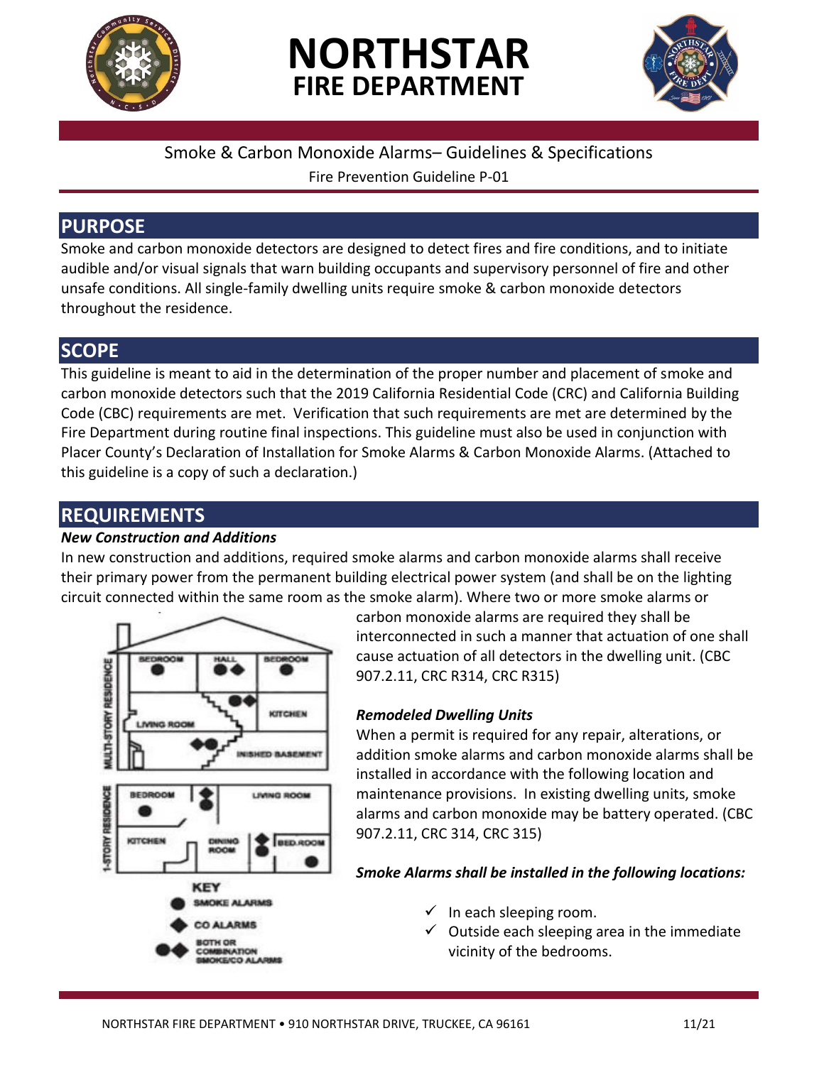# NORTHSTAR FIRE DEPARTMENT

Smoke & Carbon Monoxide Alarms– Guidelines & Specifications

Fire Prevention Guideline P-01

## PURPOSE

Smoke and carbon monoxide detectors are designed to detect fires and fire conditions, and to initiate audible and/or visual signals that warn building occupants and supervisory personnel of fire and other unsafe conditions. All single-family dwelling units require smoke & carbon monoxide detectors throughout the residence.

## SCOPE

This guideline is meant to aid in the determination of the proper number and placement of smoke and carbon monoxide detectors such that the 2019 California Residential Code (CRC) and California Building Code (CBC) requirements are met. Verification that such requirements are met are determined by the Fire Department during routine final inspections. This guideline must also be used in conjunction with Placer County's Declaration of Installation for Smoke Alarms & Carbon Monoxide Alarms. (Attached to this guideline is a copy of such a declaration.)

## REQUIREMENTS

***New Construction and Additions***

In new construction and additions, required smoke alarms and carbon monoxide alarms shall receive their primary power from the permanent building electrical power system (and shall be on the lighting circuit connected within the same room as the smoke alarm). Where two or more smoke alarms or carbon monoxide alarms are required they shall be interconnected in such a manner that actuation of one shall cause actuation of all detectors in the dwelling unit. (CBC 907.2.11, CRC R314, CRC R315)

***Remodeled Dwelling Units***

When a permit is required for any repair, alterations, or addition smoke alarms and carbon monoxide alarms shall be installed in accordance with the following location and maintenance provisions. In existing dwelling units, smoke alarms and carbon monoxide may be battery operated. (CBC 907.2.11, CRC 314, CRC 315)

***Smoke Alarms shall be installed in the following locations:***

- ✓ In each sleeping room.
- ✓ Outside each sleeping area in the immediate vicinity of the bedrooms.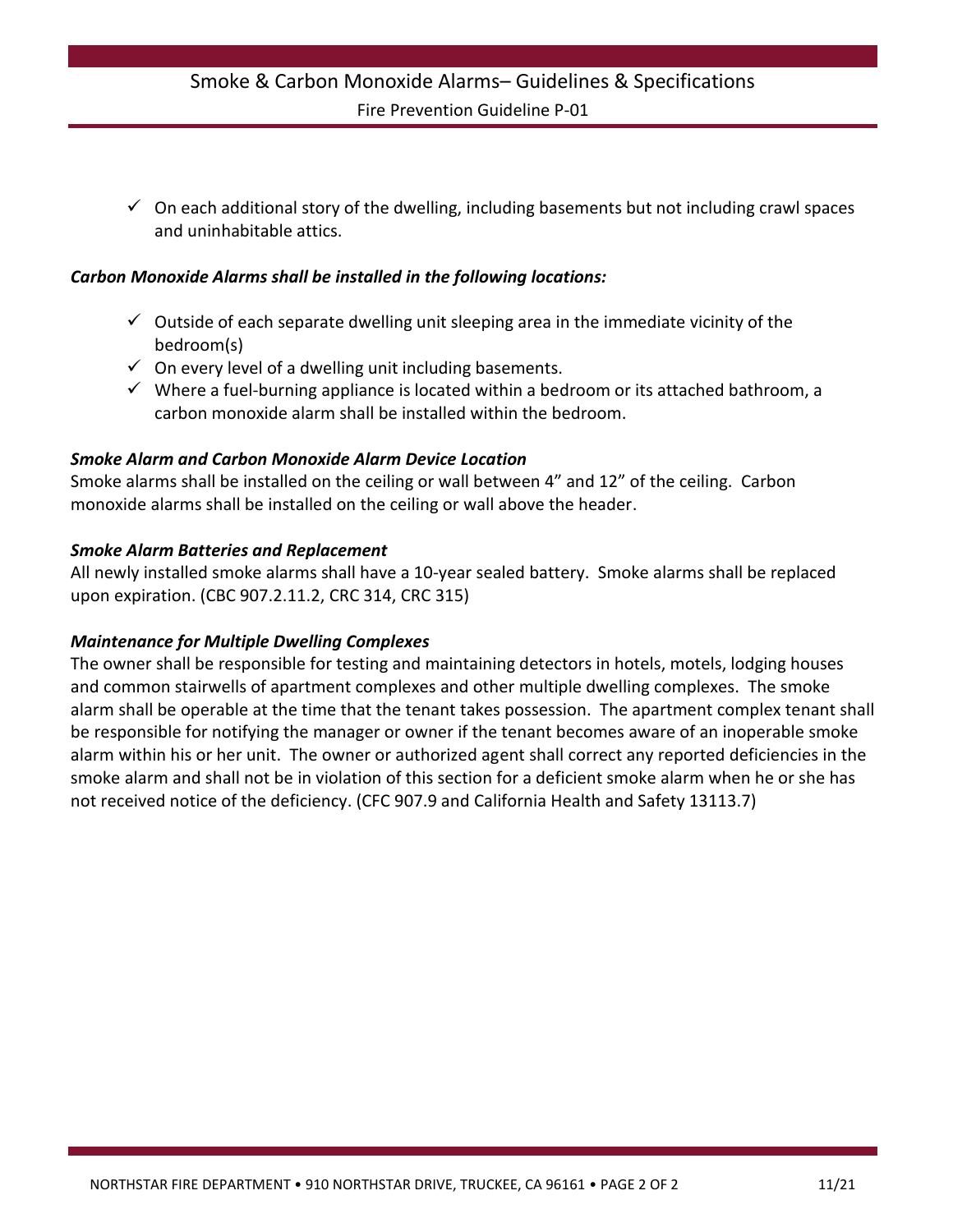- ✓ On each additional story of the dwelling, including basements but not including crawl spaces and uninhabitable attics.

***Carbon Monoxide Alarms shall be installed in the following locations:***

- ✓ Outside of each separate dwelling unit sleeping area in the immediate vicinity of the bedroom(s)
- ✓ On every level of a dwelling unit including basements.
- ✓ Where a fuel-burning appliance is located within a bedroom or its attached bathroom, a carbon monoxide alarm shall be installed within the bedroom.

***Smoke Alarm and Carbon Monoxide Alarm Device Location***

Smoke alarms shall be installed on the ceiling or wall between 4" and 12" of the ceiling. Carbon monoxide alarms shall be installed on the ceiling or wall above the header.

***Smoke Alarm Batteries and Replacement***

All newly installed smoke alarms shall have a 10-year sealed battery. Smoke alarms shall be replaced upon expiration. (CBC 907.2.11.2, CRC 314, CRC 315)

***Maintenance for Multiple Dwelling Complexes***

The owner shall be responsible for testing and maintaining detectors in hotels, motels, lodging houses and common stairwells of apartment complexes and other multiple dwelling complexes. The smoke alarm shall be operable at the time that the tenant takes possession. The apartment complex tenant shall be responsible for notifying the manager or owner if the tenant becomes aware of an inoperable smoke alarm within his or her unit. The owner or authorized agent shall correct any reported deficiencies in the smoke alarm and shall not be in violation of this section for a deficient smoke alarm when he or she has not received notice of the deficiency. (CFC 907.9 and California Health and Safety 13113.7)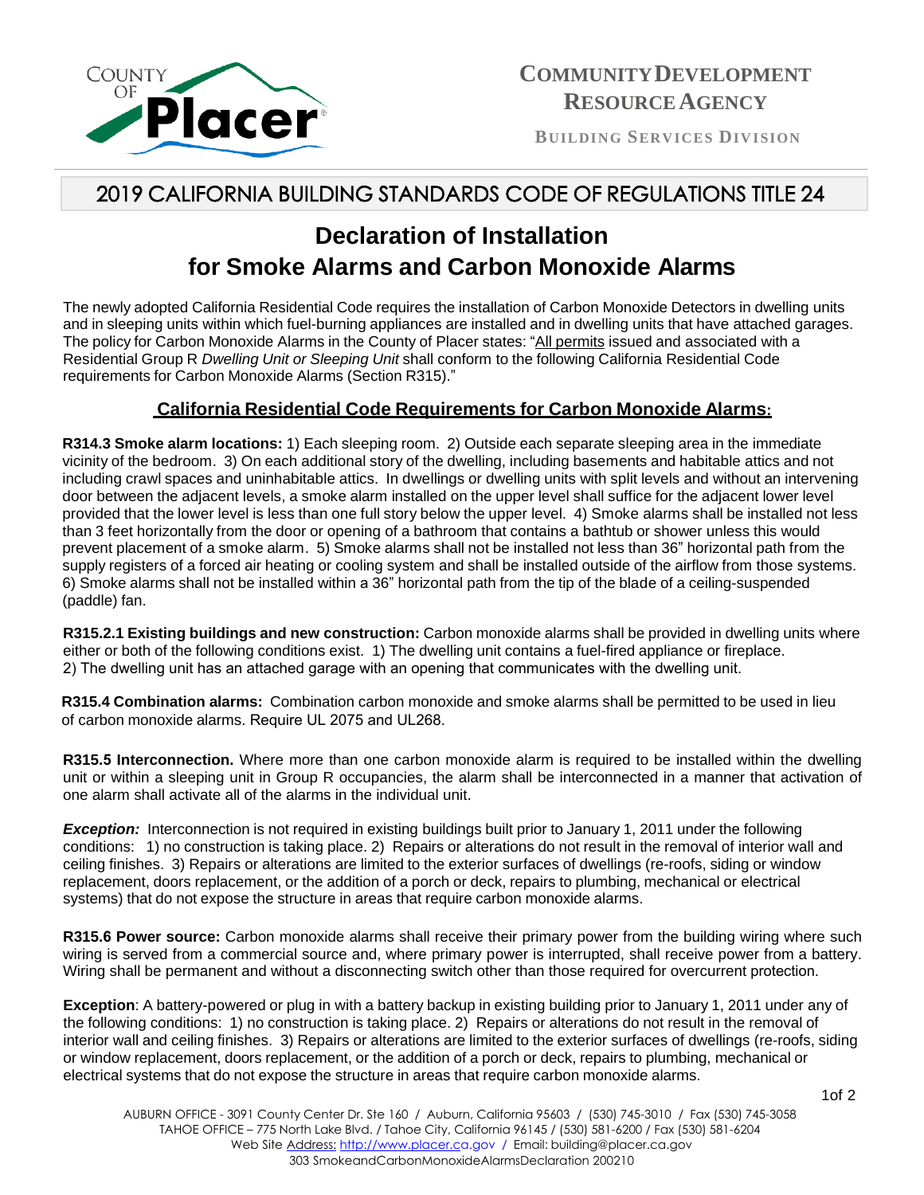COUNTY OF Placer

# COMMUNITY DEVELOPMENT RESOURCE AGENCY

BUILDING SERVICES DIVISION

## 2019 CALIFORNIA BUILDING STANDARDS CODE OF REGULATIONS TITLE 24

# Declaration of Installation for Smoke Alarms and Carbon Monoxide Alarms

The newly adopted California Residential Code requires the installation of Carbon Monoxide Detectors in dwelling units and in sleeping units within which fuel-burning appliances are installed and in dwelling units that have attached garages. The policy for Carbon Monoxide Alarms in the County of Placer states: "All permits issued and associated with a Residential Group R *Dwelling Unit or Sleeping Unit* shall conform to the following California Residential Code requirements for Carbon Monoxide Alarms (Section R315)."

## California Residential Code Requirements for Carbon Monoxide Alarms:

**R314.3 Smoke alarm locations:** 1) Each sleeping room. 2) Outside each separate sleeping area in the immediate vicinity of the bedroom. 3) On each additional story of the dwelling, including basements and habitable attics and not including crawl spaces and uninhabitable attics. In dwellings or dwelling units with split levels and without an intervening door between the adjacent levels, a smoke alarm installed on the upper level shall suffice for the adjacent lower level provided that the lower level is less than one full story below the upper level. 4) Smoke alarms shall be installed not less than 3 feet horizontally from the door or opening of a bathroom that contains a bathtub or shower unless this would prevent placement of a smoke alarm. 5) Smoke alarms shall not be installed not less than 36" horizontal path from the supply registers of a forced air heating or cooling system and shall be installed outside of the airflow from those systems. 6) Smoke alarms shall not be installed within a 36" horizontal path from the tip of the blade of a ceiling-suspended (paddle) fan.

**R315.2.1 Existing buildings and new construction:** Carbon monoxide alarms shall be provided in dwelling units where either or both of the following conditions exist. 1) The dwelling unit contains a fuel-fired appliance or fireplace. 2) The dwelling unit has an attached garage with an opening that communicates with the dwelling unit.

**R315.4 Combination alarms:** Combination carbon monoxide and smoke alarms shall be permitted to be used in lieu of carbon monoxide alarms. Require UL 2075 and UL268.

**R315.5 Interconnection.** Where more than one carbon monoxide alarm is required to be installed within the dwelling unit or within a sleeping unit in Group R occupancies, the alarm shall be interconnected in a manner that activation of one alarm shall activate all of the alarms in the individual unit.

***Exception:*** Interconnection is not required in existing buildings built prior to January 1, 2011 under the following conditions: 1) no construction is taking place. 2) Repairs or alterations do not result in the removal of interior wall and ceiling finishes. 3) Repairs or alterations are limited to the exterior surfaces of dwellings (re-roofs, siding or window replacement, doors replacement, or the addition of a porch or deck, repairs to plumbing, mechanical or electrical systems) that do not expose the structure in areas that require carbon monoxide alarms.

**R315.6 Power source:** Carbon monoxide alarms shall receive their primary power from the building wiring where such wiring is served from a commercial source and, where primary power is interrupted, shall receive power from a battery. Wiring shall be permanent and without a disconnecting switch other than those required for overcurrent protection.

**Exception**: A battery-powered or plug in with a battery backup in existing building prior to January 1, 2011 under any of the following conditions: 1) no construction is taking place. 2) Repairs or alterations do not result in the removal of interior wall and ceiling finishes. 3) Repairs or alterations are limited to the exterior surfaces of dwellings (re-roofs, siding or window replacement, doors replacement, or the addition of a porch or deck, repairs to plumbing, mechanical or electrical systems that do not expose the structure in areas that require carbon monoxide alarms.

AUBURN OFFICE - 3091 County Center Dr. Ste 160 / Auburn, California 95603 / (530) 745-3010 / Fax (530) 745-3058
TAHOE OFFICE – 775 North Lake Blvd. / Tahoe City, California 96145 / (530) 581-6200 / Fax (530) 581-6204
Web Site Address: http://www.placer.ca.gov / Email: building@placer.ca.gov
303 SmokeandCarbonMonoxideAlarmsDeclaration 200210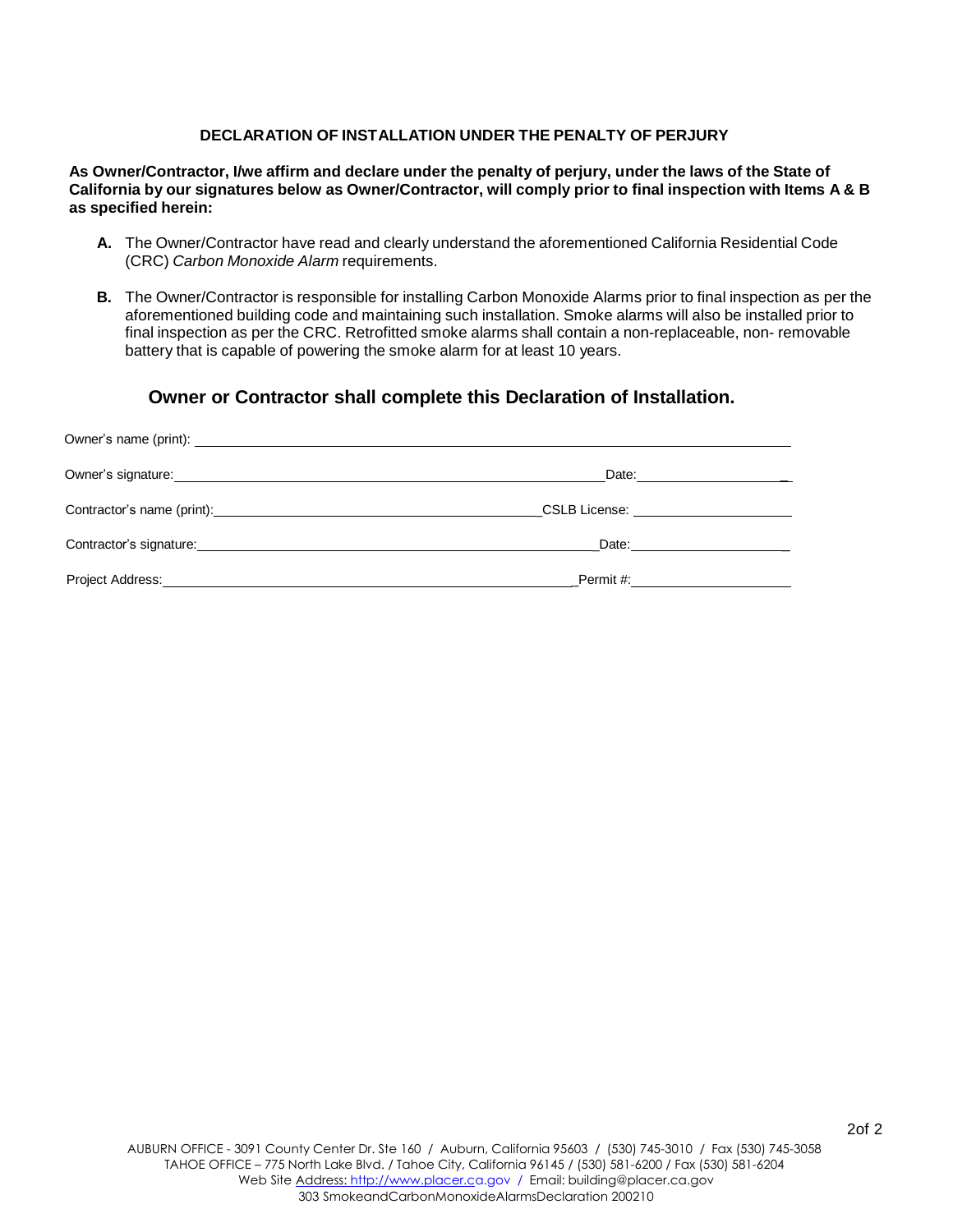## DECLARATION OF INSTALLATION UNDER THE PENALTY OF PERJURY

**As Owner/Contractor, I/we affirm and declare under the penalty of perjury, under the laws of the State of California by our signatures below as Owner/Contractor, will comply prior to final inspection with Items A & B as specified herein:**

- **A.** The Owner/Contractor have read and clearly understand the aforementioned California Residential Code (CRC) *Carbon Monoxide Alarm* requirements.
- **B.** The Owner/Contractor is responsible for installing Carbon Monoxide Alarms prior to final inspection as per the aforementioned building code and maintaining such installation. Smoke alarms will also be installed prior to final inspection as per the CRC. Retrofitted smoke alarms shall contain a non-replaceable, non- removable battery that is capable of powering the smoke alarm for at least 10 years.

### Owner or Contractor shall complete this Declaration of Installation.

Owner's name (print): ______________________________________________

Owner's signature: ______________________________ Date: ______________

Contractor's name (print): ______________________ CSLB License: ______________

Contractor's signature: __________________________ Date: ______________

Project Address: ________________________________ Permit #: ______________

AUBURN OFFICE - 3091 County Center Dr. Ste 160 / Auburn, California 95603 / (530) 745-3010 / Fax (530) 745-3058
TAHOE OFFICE – 775 North Lake Blvd. / Tahoe City, California 96145 / (530) 581-6200 / Fax (530) 581-6204
Web Site Address: http://www.placer.ca.gov / Email: building@placer.ca.gov
303 SmokeandCarbonMonoxideAlarmsDeclaration 200210